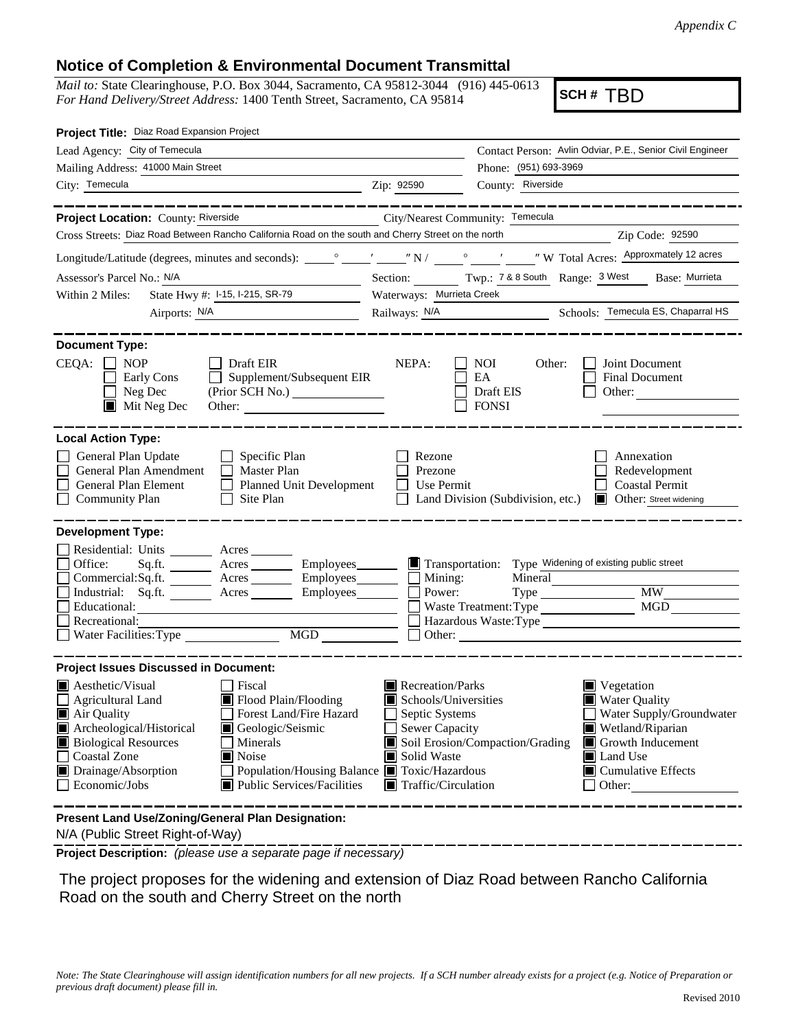*Appendix C*

## Notice of Completion & Environmental Document Transmittal

*Mail to:* State Clearinghouse, P.O. Box 3044, Sacramento, CA 95812-3044 (916) 445-0613
*For Hand Delivery/Street Address:* 1400 Tenth Street, Sacramento, CA 95814

**SCH #** TBD

**Project Title:** Diaz Road Expansion Project

Lead Agency: City of Temecula
Contact Person: Avlin Odviar, P.E., Senior Civil Engineer
Mailing Address: 41000 Main Street
Phone: (951) 693-3969
City: Temecula
Zip: 92590
County: Riverside

**Project Location:** County: Riverside
City/Nearest Community: Temecula
Cross Streets: Diaz Road Between Rancho California Road on the south and Cherry Street on the north
Zip Code: 92590
Longitude/Latitude (degrees, minutes and seconds): ____° ____′ ____″ N / ____° ____′ ____″ W Total Acres: Approxmately 12 acres
Assessor's Parcel No.: N/A
Section: ____ Twp.: 7 & 8 South Range: 3 West Base: Murrieta
Within 2 Miles: State Hwy #: I-15, I-215, SR-79
Waterways: Murrieta Creek
Airports: N/A
Railways: N/A
Schools: Temecula ES, Chaparral HS

**Document Type:**

CEQA:
- [ ] NOP
- [ ] Early Cons
- [ ] Neg Dec
- [x] Mit Neg Dec
- [ ] Draft EIR
- [ ] Supplement/Subsequent EIR (Prior SCH No.) ____
- Other: ____

NEPA:
- [ ] NOI
- [ ] EA
- [ ] Draft EIS
- [ ] FONSI

Other:
- [ ] Joint Document
- [ ] Final Document
- [ ] Other: ____

**Local Action Type:**

- [ ] General Plan Update
- [ ] General Plan Amendment
- [ ] General Plan Element
- [ ] Community Plan
- [ ] Specific Plan
- [ ] Master Plan
- [ ] Planned Unit Development
- [ ] Site Plan
- [ ] Rezone
- [ ] Prezone
- [ ] Use Permit
- [ ] Land Division (Subdivision, etc.)
- [ ] Annexation
- [ ] Redevelopment
- [ ] Coastal Permit
- [x] Other: Street widening

**Development Type:**

- [ ] Residential: Units ____ Acres ____
- [ ] Office: Sq.ft. ____ Acres ____ Employees ____
- [ ] Commercial: Sq.ft. ____ Acres ____ Employees ____
- [ ] Industrial: Sq.ft. ____ Acres ____ Employees ____
- [ ] Educational: ____
- [ ] Recreational: ____
- [ ] Water Facilities: Type ____ MGD ____
- [x] Transportation: Type Widening of existing public street
- [ ] Mining: Mineral ____
- [ ] Power: Type ____ MW ____
- [ ] Waste Treatment: Type ____ MGD ____
- [ ] Hazardous Waste: Type ____
- [ ] Other: ____

**Project Issues Discussed in Document:**

- [x] Aesthetic/Visual
- [ ] Agricultural Land
- [x] Air Quality
- [x] Archeological/Historical
- [x] Biological Resources
- [ ] Coastal Zone
- [x] Drainage/Absorption
- [ ] Economic/Jobs
- [ ] Fiscal
- [x] Flood Plain/Flooding
- [ ] Forest Land/Fire Hazard
- [x] Geologic/Seismic
- [ ] Minerals
- [x] Noise
- [ ] Population/Housing Balance
- [x] Public Services/Facilities
- [x] Recreation/Parks
- [x] Schools/Universities
- [ ] Septic Systems
- [ ] Sewer Capacity
- [x] Soil Erosion/Compaction/Grading
- [x] Solid Waste
- [x] Toxic/Hazardous
- [x] Traffic/Circulation
- [x] Vegetation
- [x] Water Quality
- [ ] Water Supply/Groundwater
- [x] Wetland/Riparian
- [x] Growth Inducement
- [x] Land Use
- [x] Cumulative Effects
- [ ] Other: ____

**Present Land Use/Zoning/General Plan Designation:**

N/A (Public Street Right-of-Way)

**Project Description:** *(please use a separate page if necessary)*

The project proposes for the widening and extension of Diaz Road between Rancho California Road on the south and Cherry Street on the north

*Note: The State Clearinghouse will assign identification numbers for all new projects. If a SCH number already exists for a project (e.g. Notice of Preparation or previous draft document) please fill in.*

Revised 2010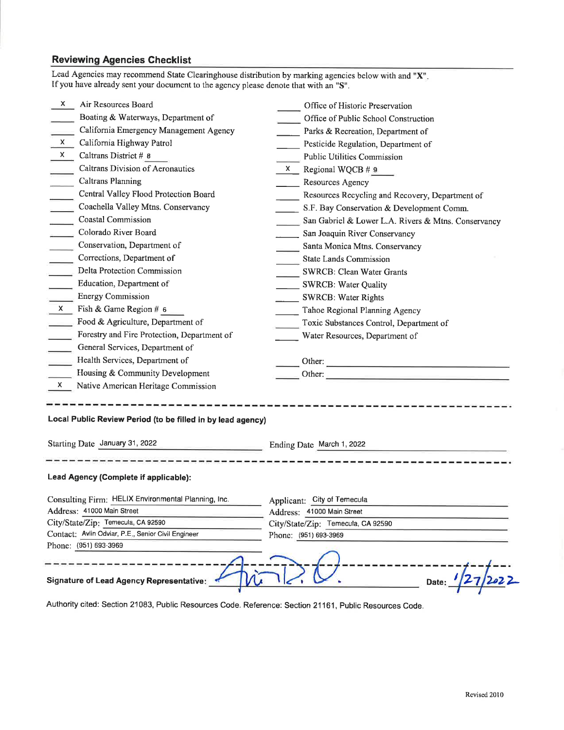## Reviewing Agencies Checklist

Lead Agencies may recommend State Clearinghouse distribution by marking agencies below with and "X".
If you have already sent your document to the agency please denote that with an "S".

| | | | |
|---|---|---|---|
| X | Air Resources Board | | Office of Historic Preservation |
| | Boating & Waterways, Department of | | Office of Public School Construction |
| | California Emergency Management Agency | | Parks & Recreation, Department of |
| X | California Highway Patrol | | Pesticide Regulation, Department of |
| X | Caltrans District # 8 | | Public Utilities Commission |
| | Caltrans Division of Aeronautics | X | Regional WQCB # 9 |
| | Caltrans Planning | | Resources Agency |
| | Central Valley Flood Protection Board | | Resources Recycling and Recovery, Department of |
| | Coachella Valley Mtns. Conservancy | | S.F. Bay Conservation & Development Comm. |
| | Coastal Commission | | San Gabriel & Lower L.A. Rivers & Mtns. Conservancy |
| | Colorado River Board | | San Joaquin River Conservancy |
| | Conservation, Department of | | Santa Monica Mtns. Conservancy |
| | Corrections, Department of | | State Lands Commission |
| | Delta Protection Commission | | SWRCB: Clean Water Grants |
| | Education, Department of | | SWRCB: Water Quality |
| | Energy Commission | | SWRCB: Water Rights |
| X | Fish & Game Region # 6 | | Tahoe Regional Planning Agency |
| | Food & Agriculture, Department of | | Toxic Substances Control, Department of |
| | Forestry and Fire Protection, Department of | | Water Resources, Department of |
| | General Services, Department of | | |
| | Health Services, Department of | | Other: |
| | Housing & Community Development | | Other: |
| X | Native American Heritage Commission | | |

---

**Local Public Review Period (to be filled in by lead agency)**

Starting Date January 31, 2022 Ending Date March 1, 2022

---

**Lead Agency (Complete if applicable):**

| | |
|---|---|
| Consulting Firm: HELIX Environmental Planning, Inc. | Applicant: City of Temecula |
| Address: 41000 Main Street | Address: 41000 Main Street |
| City/State/Zip: Temecula, CA 92590 | City/State/Zip: Temecula, CA 92590 |
| Contact: Avlin Odviar, P.E., Senior Civil Engineer | Phone: (951) 693-3969 |
| Phone: (951) 693-3969 | |

---

**Signature of Lead Agency Representative:** [signature] **Date:** 1/27/2022

Authority cited: Section 21083, Public Resources Code. Reference: Section 21161, Public Resources Code.

Revised 2010